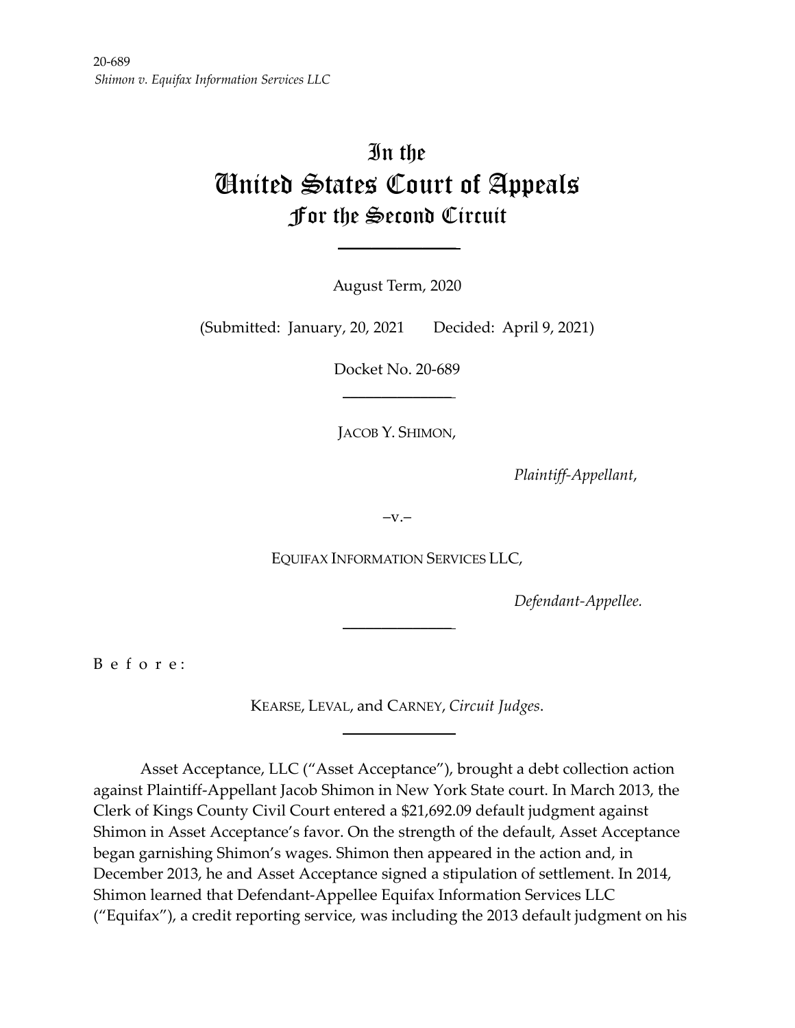20-689
*Shimon v. Equifax Information Services LLC*

# In the United States Court of Appeals For the Second Circuit

August Term, 2020

(Submitted: January, 20, 2021 Decided: April 9, 2021)

Docket No. 20-689

JACOB Y. SHIMON,

*Plaintiff-Appellant*,

–v.–

EQUIFAX INFORMATION SERVICES LLC,

*Defendant-Appellee.*

B e f o r e :

KEARSE, LEVAL, and CARNEY, *Circuit Judges*.

Asset Acceptance, LLC ("Asset Acceptance"), brought a debt collection action against Plaintiff-Appellant Jacob Shimon in New York State court. In March 2013, the Clerk of Kings County Civil Court entered a $21,692.09 default judgment against Shimon in Asset Acceptance's favor. On the strength of the default, Asset Acceptance began garnishing Shimon's wages. Shimon then appeared in the action and, in December 2013, he and Asset Acceptance signed a stipulation of settlement. In 2014, Shimon learned that Defendant-Appellee Equifax Information Services LLC ("Equifax"), a credit reporting service, was including the 2013 default judgment on his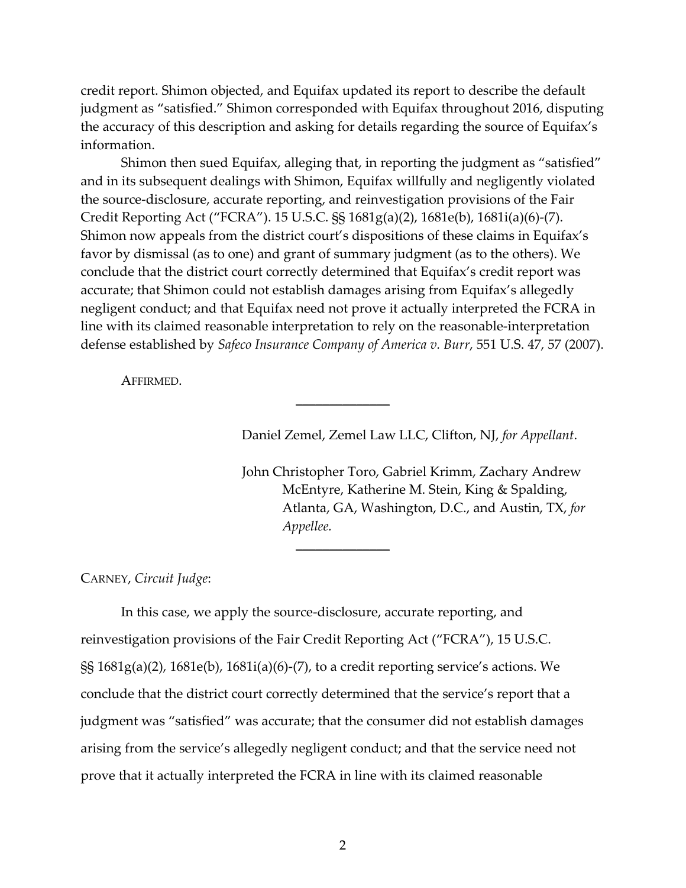credit report. Shimon objected, and Equifax updated its report to describe the default judgment as "satisfied." Shimon corresponded with Equifax throughout 2016, disputing the accuracy of this description and asking for details regarding the source of Equifax's information.

Shimon then sued Equifax, alleging that, in reporting the judgment as "satisfied" and in its subsequent dealings with Shimon, Equifax willfully and negligently violated the source-disclosure, accurate reporting, and reinvestigation provisions of the Fair Credit Reporting Act ("FCRA"). 15 U.S.C. §§ 1681g(a)(2), 1681e(b), 1681i(a)(6)-(7). Shimon now appeals from the district court's dispositions of these claims in Equifax's favor by dismissal (as to one) and grant of summary judgment (as to the others). We conclude that the district court correctly determined that Equifax's credit report was accurate; that Shimon could not establish damages arising from Equifax's allegedly negligent conduct; and that Equifax need not prove it actually interpreted the FCRA in line with its claimed reasonable interpretation to rely on the reasonable-interpretation defense established by *Safeco Insurance Company of America v. Burr*, 551 U.S. 47, 57 (2007).

AFFIRMED.

---

Daniel Zemel, Zemel Law LLC, Clifton, NJ, *for Appellant*.

John Christopher Toro, Gabriel Krimm, Zachary Andrew McEntyre, Katherine M. Stein, King & Spalding, Atlanta, GA, Washington, D.C., and Austin, TX, *for Appellee.*

---

CARNEY, *Circuit Judge*:

In this case, we apply the source-disclosure, accurate reporting, and reinvestigation provisions of the Fair Credit Reporting Act ("FCRA"), 15 U.S.C. §§ 1681g(a)(2), 1681e(b), 1681i(a)(6)-(7), to a credit reporting service's actions. We conclude that the district court correctly determined that the service's report that a judgment was "satisfied" was accurate; that the consumer did not establish damages arising from the service's allegedly negligent conduct; and that the service need not prove that it actually interpreted the FCRA in line with its claimed reasonable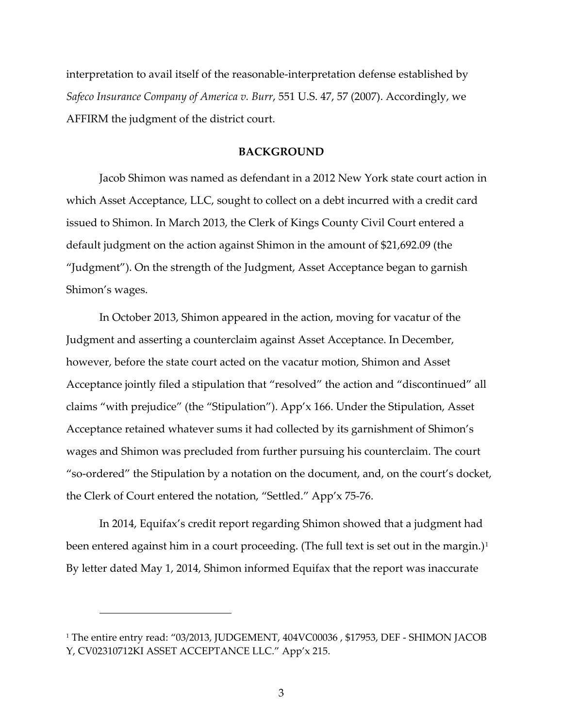interpretation to avail itself of the reasonable-interpretation defense established by *Safeco Insurance Company of America v. Burr*, 551 U.S. 47, 57 (2007). Accordingly, we AFFIRM the judgment of the district court.

## BACKGROUND

Jacob Shimon was named as defendant in a 2012 New York state court action in which Asset Acceptance, LLC, sought to collect on a debt incurred with a credit card issued to Shimon. In March 2013, the Clerk of Kings County Civil Court entered a default judgment on the action against Shimon in the amount of $21,692.09 (the "Judgment"). On the strength of the Judgment, Asset Acceptance began to garnish Shimon's wages.

In October 2013, Shimon appeared in the action, moving for vacatur of the Judgment and asserting a counterclaim against Asset Acceptance. In December, however, before the state court acted on the vacatur motion, Shimon and Asset Acceptance jointly filed a stipulation that "resolved" the action and "discontinued" all claims "with prejudice" (the "Stipulation"). App'x 166. Under the Stipulation, Asset Acceptance retained whatever sums it had collected by its garnishment of Shimon's wages and Shimon was precluded from further pursuing his counterclaim. The court "so-ordered" the Stipulation by a notation on the document, and, on the court's docket, the Clerk of Court entered the notation, "Settled." App'x 75-76.

In 2014, Equifax's credit report regarding Shimon showed that a judgment had been entered against him in a court proceeding. (The full text is set out in the margin.)[1] By letter dated May 1, 2014, Shimon informed Equifax that the report was inaccurate

[1] The entire entry read: "03/2013, JUDGEMENT, 404VC00036 , $17953, DEF - SHIMON JACOB Y, CV02310712KI ASSET ACCEPTANCE LLC." App'x 215.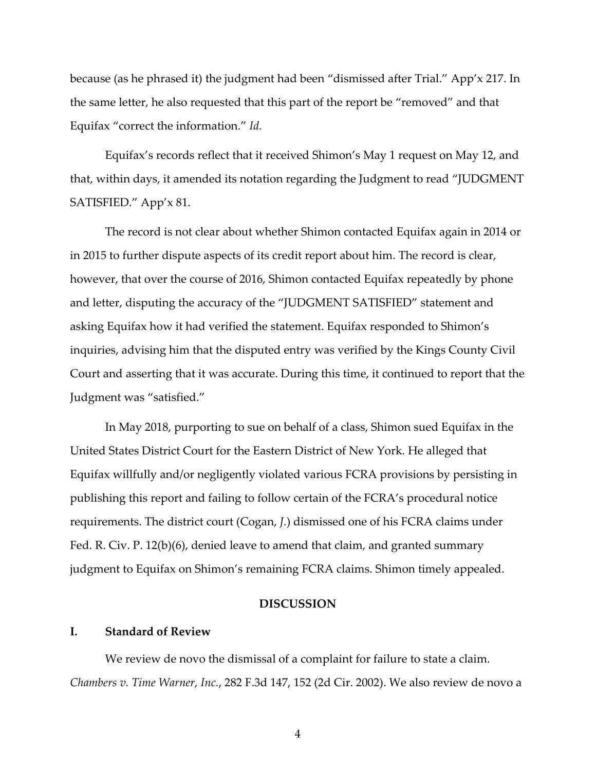because (as he phrased it) the judgment had been "dismissed after Trial." App'x 217. In the same letter, he also requested that this part of the report be "removed" and that Equifax "correct the information." *Id.*

Equifax's records reflect that it received Shimon's May 1 request on May 12, and that, within days, it amended its notation regarding the Judgment to read "JUDGMENT SATISFIED." App'x 81.

The record is not clear about whether Shimon contacted Equifax again in 2014 or in 2015 to further dispute aspects of its credit report about him. The record is clear, however, that over the course of 2016, Shimon contacted Equifax repeatedly by phone and letter, disputing the accuracy of the "JUDGMENT SATISFIED" statement and asking Equifax how it had verified the statement. Equifax responded to Shimon's inquiries, advising him that the disputed entry was verified by the Kings County Civil Court and asserting that it was accurate. During this time, it continued to report that the Judgment was "satisfied."

In May 2018, purporting to sue on behalf of a class, Shimon sued Equifax in the United States District Court for the Eastern District of New York. He alleged that Equifax willfully and/or negligently violated various FCRA provisions by persisting in publishing this report and failing to follow certain of the FCRA's procedural notice requirements. The district court (Cogan, *J.*) dismissed one of his FCRA claims under Fed. R. Civ. P. 12(b)(6), denied leave to amend that claim, and granted summary judgment to Equifax on Shimon's remaining FCRA claims. Shimon timely appealed.

## DISCUSSION

### I. Standard of Review

We review de novo the dismissal of a complaint for failure to state a claim. *Chambers v. Time Warner, Inc.*, 282 F.3d 147, 152 (2d Cir. 2002). We also review de novo a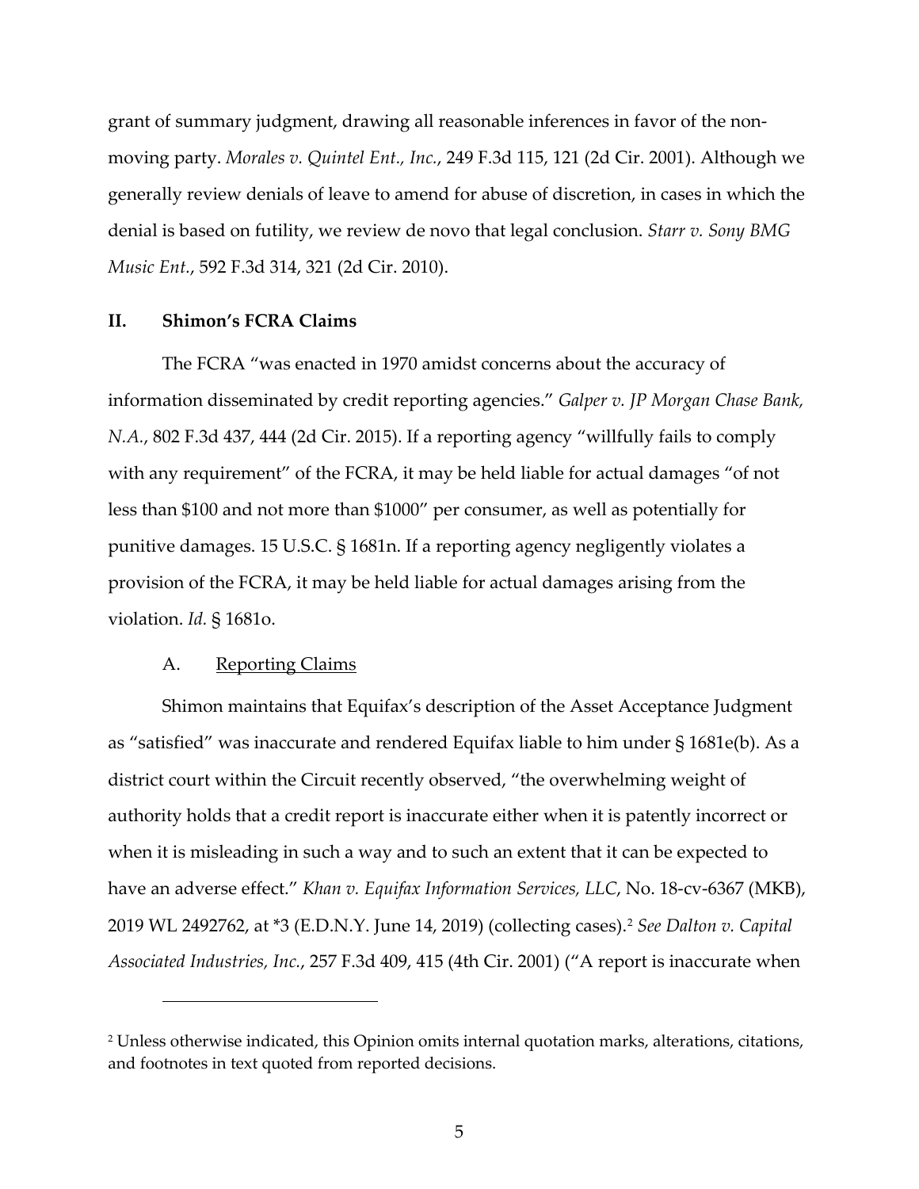grant of summary judgment, drawing all reasonable inferences in favor of the non-moving party. *Morales v. Quintel Ent., Inc.*, 249 F.3d 115, 121 (2d Cir. 2001). Although we generally review denials of leave to amend for abuse of discretion, in cases in which the denial is based on futility, we review de novo that legal conclusion. *Starr v. Sony BMG Music Ent.*, 592 F.3d 314, 321 (2d Cir. 2010).

## II. Shimon's FCRA Claims

The FCRA "was enacted in 1970 amidst concerns about the accuracy of information disseminated by credit reporting agencies." *Galper v. JP Morgan Chase Bank, N.A.*, 802 F.3d 437, 444 (2d Cir. 2015). If a reporting agency "willfully fails to comply with any requirement" of the FCRA, it may be held liable for actual damages "of not less than $100 and not more than $1000" per consumer, as well as potentially for punitive damages. 15 U.S.C. § 1681n. If a reporting agency negligently violates a provision of the FCRA, it may be held liable for actual damages arising from the violation. *Id.* § 1681o.

### A. Reporting Claims

Shimon maintains that Equifax's description of the Asset Acceptance Judgment as "satisfied" was inaccurate and rendered Equifax liable to him under § 1681e(b). As a district court within the Circuit recently observed, "the overwhelming weight of authority holds that a credit report is inaccurate either when it is patently incorrect or when it is misleading in such a way and to such an extent that it can be expected to have an adverse effect." *Khan v. Equifax Information Services, LLC*, No. 18-cv-6367 (MKB), 2019 WL 2492762, at *3 (E.D.N.Y. June 14, 2019) (collecting cases).[2] *See Dalton v. Capital Associated Industries, Inc.*, 257 F.3d 409, 415 (4th Cir. 2001) ("A report is inaccurate when

[2] Unless otherwise indicated, this Opinion omits internal quotation marks, alterations, citations, and footnotes in text quoted from reported decisions.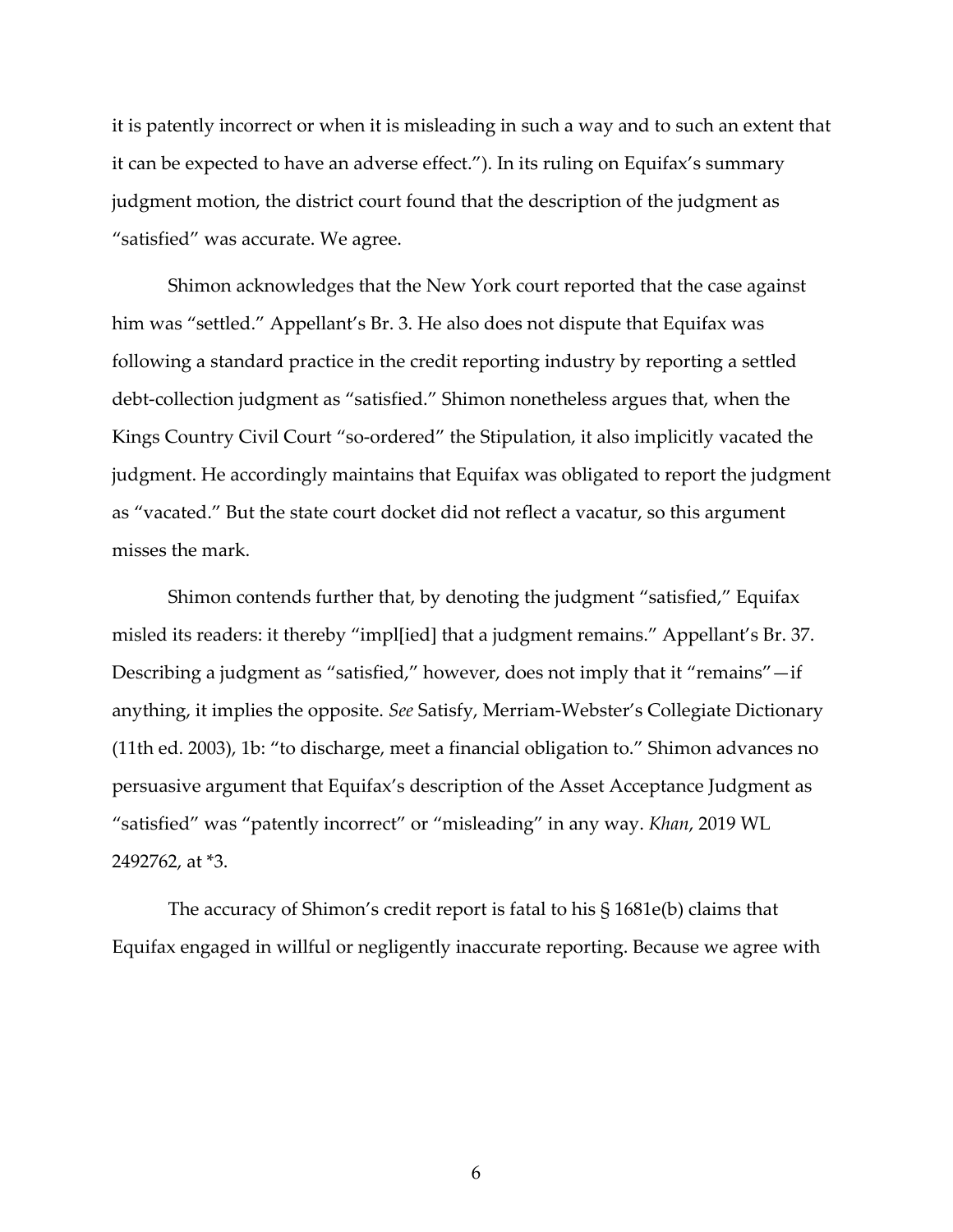it is patently incorrect or when it is misleading in such a way and to such an extent that it can be expected to have an adverse effect."). In its ruling on Equifax's summary judgment motion, the district court found that the description of the judgment as "satisfied" was accurate. We agree.

Shimon acknowledges that the New York court reported that the case against him was "settled." Appellant's Br. 3. He also does not dispute that Equifax was following a standard practice in the credit reporting industry by reporting a settled debt-collection judgment as "satisfied." Shimon nonetheless argues that, when the Kings Country Civil Court "so-ordered" the Stipulation, it also implicitly vacated the judgment. He accordingly maintains that Equifax was obligated to report the judgment as "vacated." But the state court docket did not reflect a vacatur, so this argument misses the mark.

Shimon contends further that, by denoting the judgment "satisfied," Equifax misled its readers: it thereby "impl[ied] that a judgment remains." Appellant's Br. 37. Describing a judgment as "satisfied," however, does not imply that it "remains"—if anything, it implies the opposite. *See* Satisfy, Merriam-Webster's Collegiate Dictionary (11th ed. 2003), 1b: "to discharge, meet a financial obligation to." Shimon advances no persuasive argument that Equifax's description of the Asset Acceptance Judgment as "satisfied" was "patently incorrect" or "misleading" in any way. *Khan*, 2019 WL 2492762, at *3.

The accuracy of Shimon's credit report is fatal to his § 1681e(b) claims that Equifax engaged in willful or negligently inaccurate reporting. Because we agree with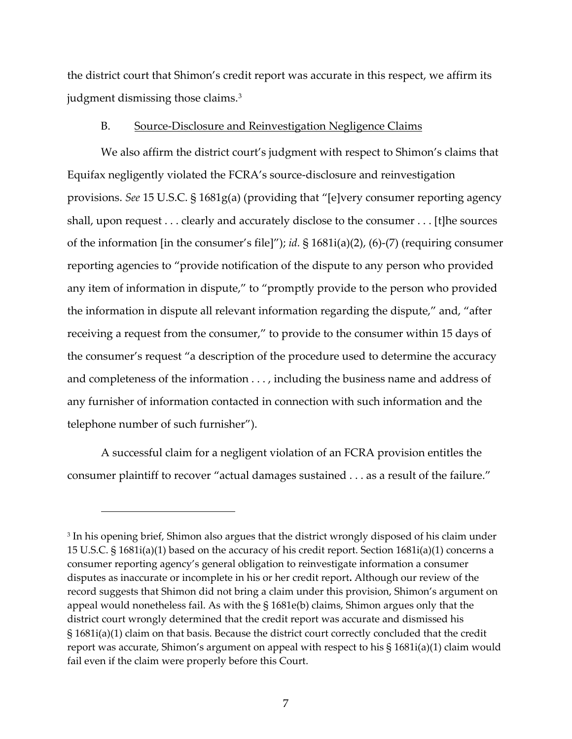the district court that Shimon's credit report was accurate in this respect, we affirm its judgment dismissing those claims.[3]

### B. Source-Disclosure and Reinvestigation Negligence Claims

We also affirm the district court's judgment with respect to Shimon's claims that Equifax negligently violated the FCRA's source-disclosure and reinvestigation provisions. *See* 15 U.S.C. § 1681g(a) (providing that "[e]very consumer reporting agency shall, upon request . . . clearly and accurately disclose to the consumer . . . [t]he sources of the information [in the consumer's file]"); *id.* § 1681i(a)(2), (6)-(7) (requiring consumer reporting agencies to "provide notification of the dispute to any person who provided any item of information in dispute," to "promptly provide to the person who provided the information in dispute all relevant information regarding the dispute," and, "after receiving a request from the consumer," to provide to the consumer within 15 days of the consumer's request "a description of the procedure used to determine the accuracy and completeness of the information . . . , including the business name and address of any furnisher of information contacted in connection with such information and the telephone number of such furnisher").

A successful claim for a negligent violation of an FCRA provision entitles the consumer plaintiff to recover "actual damages sustained . . . as a result of the failure."

---

[3] In his opening brief, Shimon also argues that the district wrongly disposed of his claim under 15 U.S.C. § 1681i(a)(1) based on the accuracy of his credit report. Section 1681i(a)(1) concerns a consumer reporting agency's general obligation to reinvestigate information a consumer disputes as inaccurate or incomplete in his or her credit report**.** Although our review of the record suggests that Shimon did not bring a claim under this provision, Shimon's argument on appeal would nonetheless fail. As with the § 1681e(b) claims, Shimon argues only that the district court wrongly determined that the credit report was accurate and dismissed his § 1681i(a)(1) claim on that basis. Because the district court correctly concluded that the credit report was accurate, Shimon's argument on appeal with respect to his § 1681i(a)(1) claim would fail even if the claim were properly before this Court.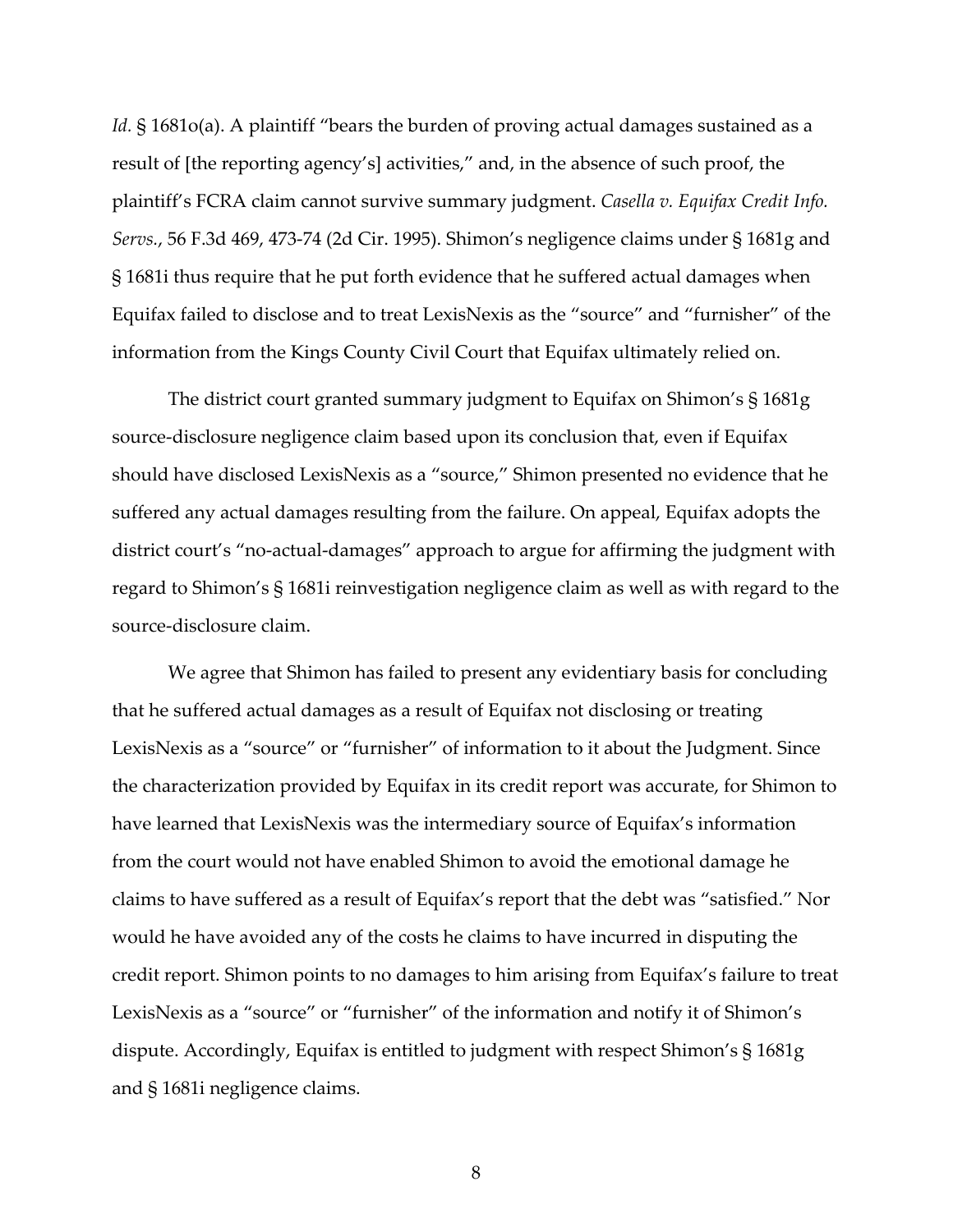*Id.* § 1681o(a). A plaintiff "bears the burden of proving actual damages sustained as a result of [the reporting agency's] activities," and, in the absence of such proof, the plaintiff's FCRA claim cannot survive summary judgment. *Casella v. Equifax Credit Info. Servs.*, 56 F.3d 469, 473-74 (2d Cir. 1995). Shimon's negligence claims under § 1681g and § 1681i thus require that he put forth evidence that he suffered actual damages when Equifax failed to disclose and to treat LexisNexis as the "source" and "furnisher" of the information from the Kings County Civil Court that Equifax ultimately relied on.

The district court granted summary judgment to Equifax on Shimon's § 1681g source-disclosure negligence claim based upon its conclusion that, even if Equifax should have disclosed LexisNexis as a "source," Shimon presented no evidence that he suffered any actual damages resulting from the failure. On appeal, Equifax adopts the district court's "no-actual-damages" approach to argue for affirming the judgment with regard to Shimon's § 1681i reinvestigation negligence claim as well as with regard to the source-disclosure claim.

We agree that Shimon has failed to present any evidentiary basis for concluding that he suffered actual damages as a result of Equifax not disclosing or treating LexisNexis as a "source" or "furnisher" of information to it about the Judgment. Since the characterization provided by Equifax in its credit report was accurate, for Shimon to have learned that LexisNexis was the intermediary source of Equifax's information from the court would not have enabled Shimon to avoid the emotional damage he claims to have suffered as a result of Equifax's report that the debt was "satisfied." Nor would he have avoided any of the costs he claims to have incurred in disputing the credit report. Shimon points to no damages to him arising from Equifax's failure to treat LexisNexis as a "source" or "furnisher" of the information and notify it of Shimon's dispute. Accordingly, Equifax is entitled to judgment with respect Shimon's § 1681g and § 1681i negligence claims.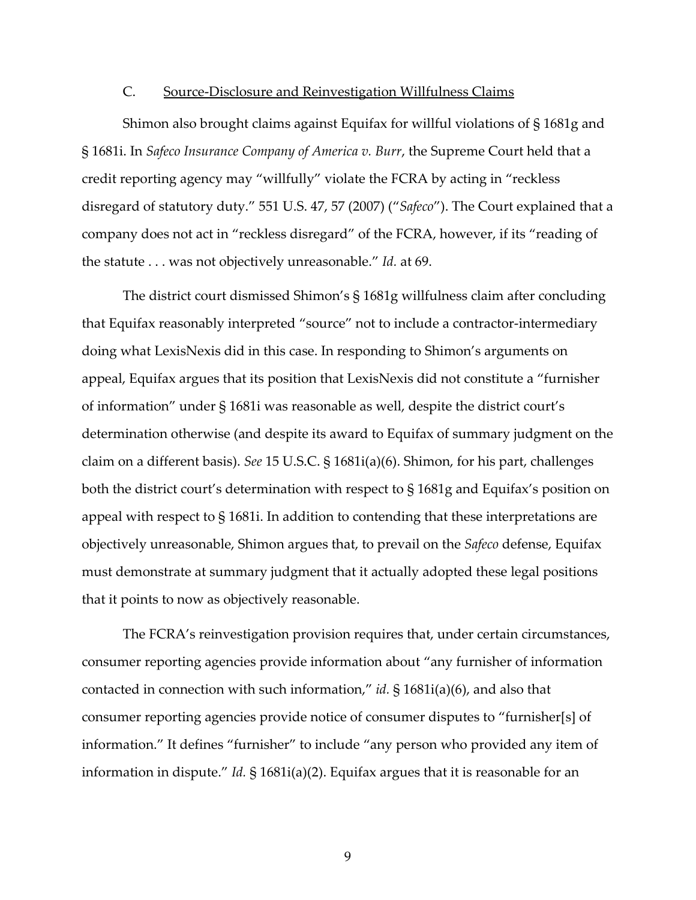### C. Source-Disclosure and Reinvestigation Willfulness Claims

Shimon also brought claims against Equifax for willful violations of § 1681g and § 1681i. In *Safeco Insurance Company of America v. Burr*, the Supreme Court held that a credit reporting agency may "willfully" violate the FCRA by acting in "reckless disregard of statutory duty." 551 U.S. 47, 57 (2007) ("*Safeco*"). The Court explained that a company does not act in "reckless disregard" of the FCRA, however, if its "reading of the statute . . . was not objectively unreasonable." *Id.* at 69.

The district court dismissed Shimon's § 1681g willfulness claim after concluding that Equifax reasonably interpreted "source" not to include a contractor-intermediary doing what LexisNexis did in this case. In responding to Shimon's arguments on appeal, Equifax argues that its position that LexisNexis did not constitute a "furnisher of information" under § 1681i was reasonable as well, despite the district court's determination otherwise (and despite its award to Equifax of summary judgment on the claim on a different basis). *See* 15 U.S.C. § 1681i(a)(6). Shimon, for his part, challenges both the district court's determination with respect to § 1681g and Equifax's position on appeal with respect to § 1681i. In addition to contending that these interpretations are objectively unreasonable, Shimon argues that, to prevail on the *Safeco* defense, Equifax must demonstrate at summary judgment that it actually adopted these legal positions that it points to now as objectively reasonable.

The FCRA's reinvestigation provision requires that, under certain circumstances, consumer reporting agencies provide information about "any furnisher of information contacted in connection with such information," *id.* § 1681i(a)(6), and also that consumer reporting agencies provide notice of consumer disputes to "furnisher[s] of information." It defines "furnisher" to include "any person who provided any item of information in dispute." *Id.* § 1681i(a)(2). Equifax argues that it is reasonable for an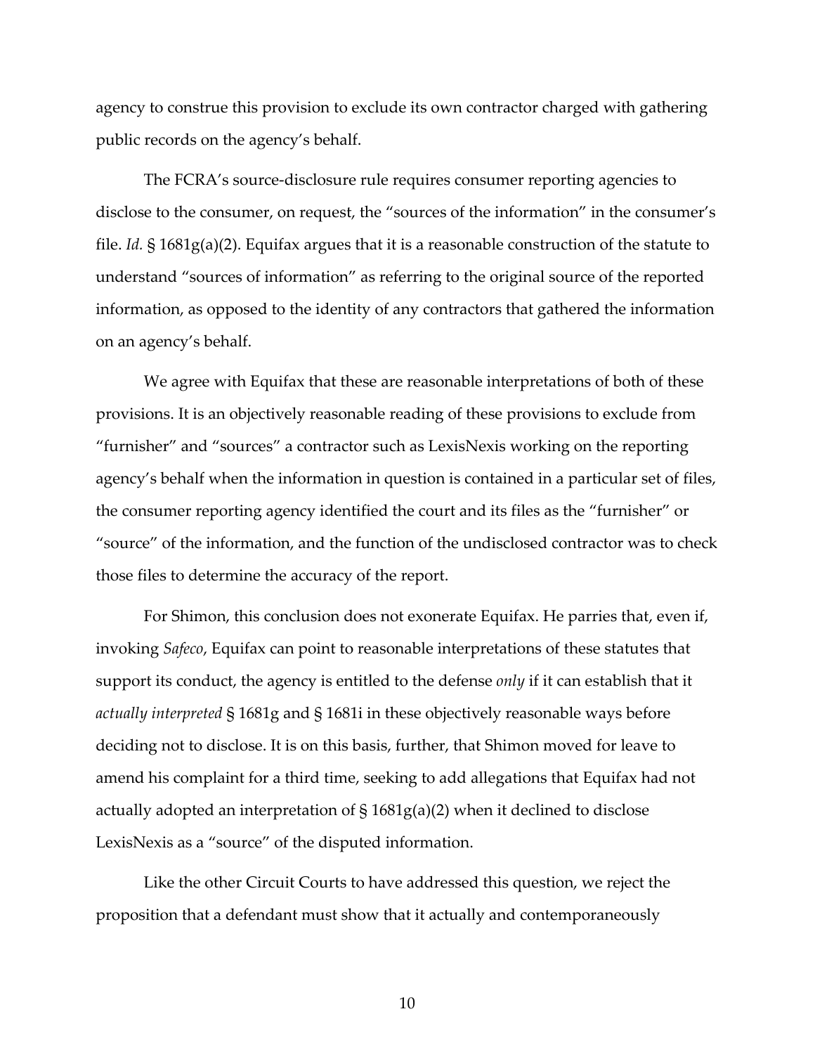agency to construe this provision to exclude its own contractor charged with gathering public records on the agency's behalf.

The FCRA's source-disclosure rule requires consumer reporting agencies to disclose to the consumer, on request, the "sources of the information" in the consumer's file. *Id.* § 1681g(a)(2). Equifax argues that it is a reasonable construction of the statute to understand "sources of information" as referring to the original source of the reported information, as opposed to the identity of any contractors that gathered the information on an agency's behalf.

We agree with Equifax that these are reasonable interpretations of both of these provisions. It is an objectively reasonable reading of these provisions to exclude from "furnisher" and "sources" a contractor such as LexisNexis working on the reporting agency's behalf when the information in question is contained in a particular set of files, the consumer reporting agency identified the court and its files as the "furnisher" or "source" of the information, and the function of the undisclosed contractor was to check those files to determine the accuracy of the report.

For Shimon, this conclusion does not exonerate Equifax. He parries that, even if, invoking *Safeco*, Equifax can point to reasonable interpretations of these statutes that support its conduct, the agency is entitled to the defense *only* if it can establish that it *actually interpreted* § 1681g and § 1681i in these objectively reasonable ways before deciding not to disclose. It is on this basis, further, that Shimon moved for leave to amend his complaint for a third time, seeking to add allegations that Equifax had not actually adopted an interpretation of § 1681g(a)(2) when it declined to disclose LexisNexis as a "source" of the disputed information.

Like the other Circuit Courts to have addressed this question, we reject the proposition that a defendant must show that it actually and contemporaneously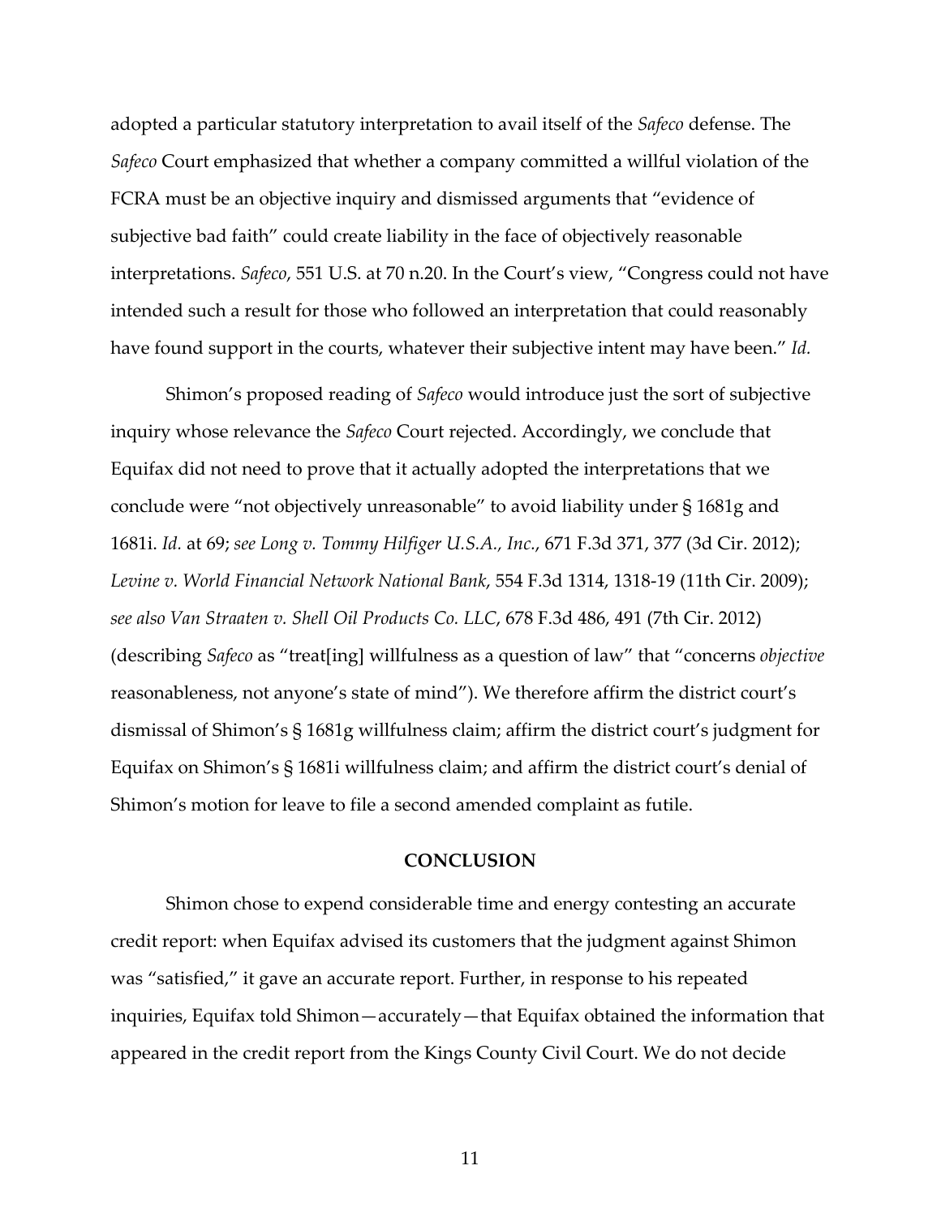adopted a particular statutory interpretation to avail itself of the *Safeco* defense. The *Safeco* Court emphasized that whether a company committed a willful violation of the FCRA must be an objective inquiry and dismissed arguments that "evidence of subjective bad faith" could create liability in the face of objectively reasonable interpretations. *Safeco*, 551 U.S. at 70 n.20. In the Court's view, "Congress could not have intended such a result for those who followed an interpretation that could reasonably have found support in the courts, whatever their subjective intent may have been." *Id.*

Shimon's proposed reading of *Safeco* would introduce just the sort of subjective inquiry whose relevance the *Safeco* Court rejected. Accordingly, we conclude that Equifax did not need to prove that it actually adopted the interpretations that we conclude were "not objectively unreasonable" to avoid liability under § 1681g and 1681i. *Id.* at 69; *see Long v. Tommy Hilfiger U.S.A., Inc.*, 671 F.3d 371, 377 (3d Cir. 2012); *Levine v. World Financial Network National Bank*, 554 F.3d 1314, 1318-19 (11th Cir. 2009); *see also Van Straaten v. Shell Oil Products Co. LLC*, 678 F.3d 486, 491 (7th Cir. 2012) (describing *Safeco* as "treat[ing] willfulness as a question of law" that "concerns *objective* reasonableness, not anyone's state of mind"). We therefore affirm the district court's dismissal of Shimon's § 1681g willfulness claim; affirm the district court's judgment for Equifax on Shimon's § 1681i willfulness claim; and affirm the district court's denial of Shimon's motion for leave to file a second amended complaint as futile.

## CONCLUSION

Shimon chose to expend considerable time and energy contesting an accurate credit report: when Equifax advised its customers that the judgment against Shimon was "satisfied," it gave an accurate report. Further, in response to his repeated inquiries, Equifax told Shimon—accurately—that Equifax obtained the information that appeared in the credit report from the Kings County Civil Court. We do not decide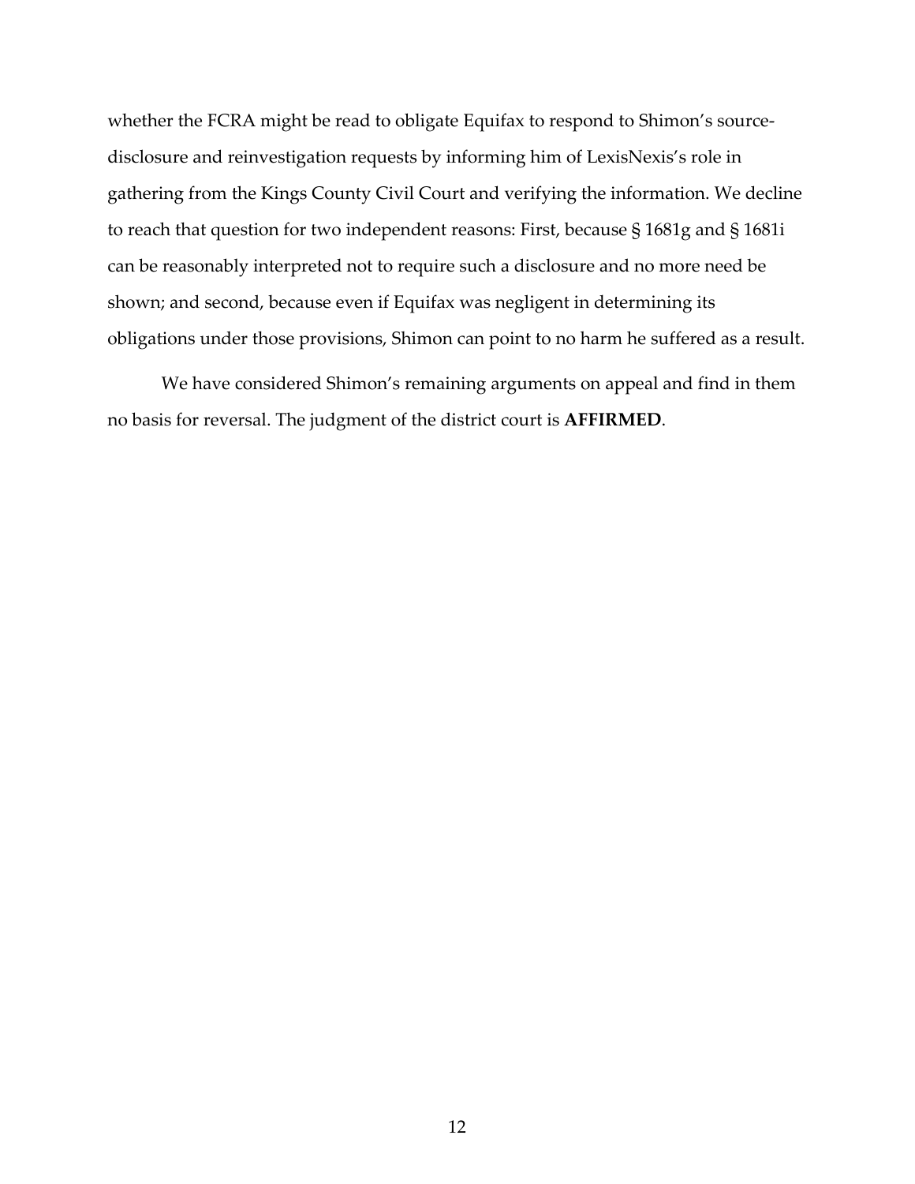whether the FCRA might be read to obligate Equifax to respond to Shimon's source-disclosure and reinvestigation requests by informing him of LexisNexis's role in gathering from the Kings County Civil Court and verifying the information. We decline to reach that question for two independent reasons: First, because § 1681g and § 1681i can be reasonably interpreted not to require such a disclosure and no more need be shown; and second, because even if Equifax was negligent in determining its obligations under those provisions, Shimon can point to no harm he suffered as a result.

We have considered Shimon's remaining arguments on appeal and find in them no basis for reversal. The judgment of the district court is **AFFIRMED**.